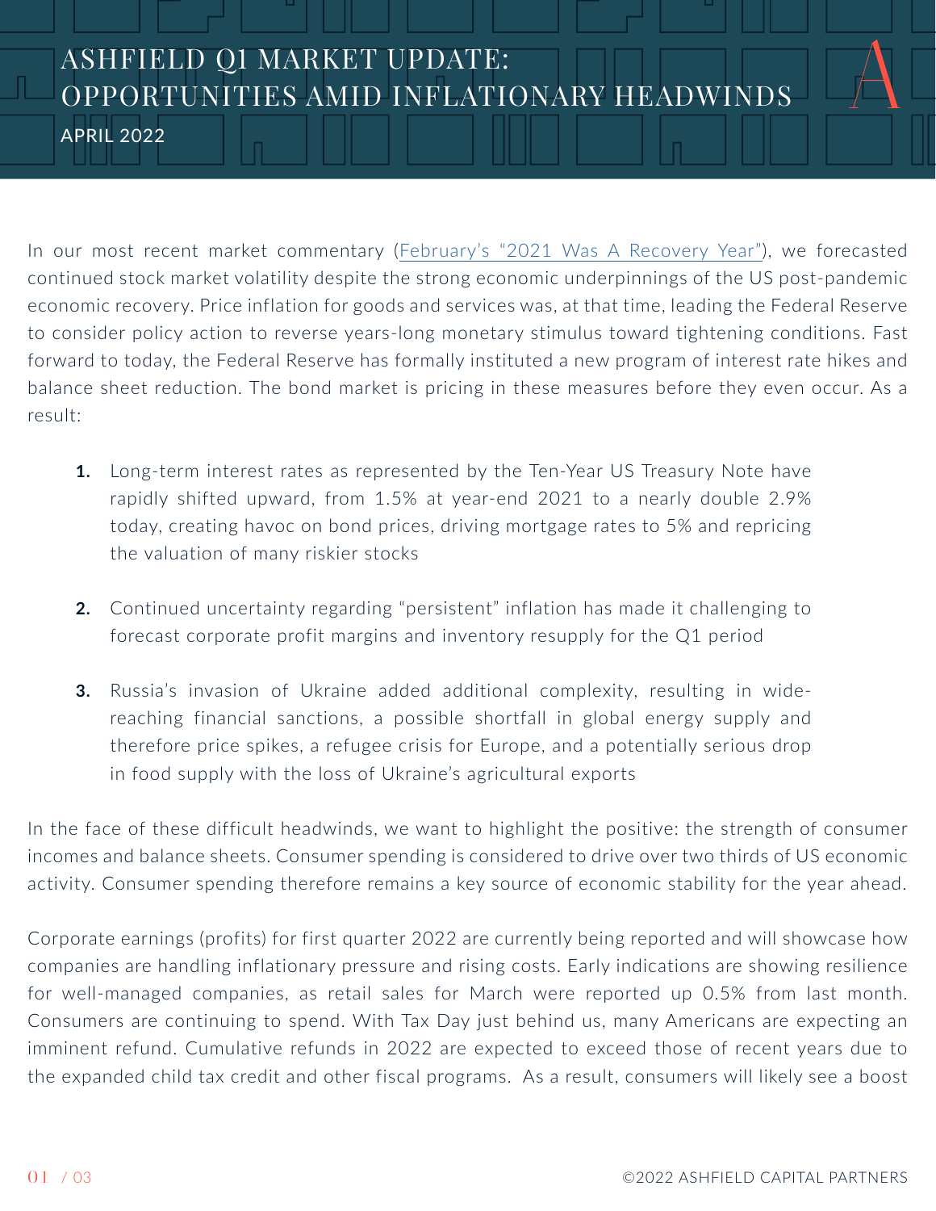# ASHFIELD Q1 MARKET UPDATE: OPPORTUNITIES AMID INFLATIONARY HEADWINDS

APRIL 2022

In our most recent market commentary (February's "2021 Was A Recovery Year"), we forecasted continued stock market volatility despite the strong economic underpinnings of the US post-pandemic economic recovery. Price inflation for goods and services was, at that time, leading the Federal Reserve to consider policy action to reverse years-long monetary stimulus toward tightening conditions. Fast forward to today, the Federal Reserve has formally instituted a new program of interest rate hikes and balance sheet reduction. The bond market is pricing in these measures before they even occur. As a result:

1. Long-term interest rates as represented by the Ten-Year US Treasury Note have rapidly shifted upward, from 1.5% at year-end 2021 to a nearly double 2.9% today, creating havoc on bond prices, driving mortgage rates to 5% and repricing the valuation of many riskier stocks

2. Continued uncertainty regarding "persistent" inflation has made it challenging to forecast corporate profit margins and inventory resupply for the Q1 period

3. Russia's invasion of Ukraine added additional complexity, resulting in wide-reaching financial sanctions, a possible shortfall in global energy supply and therefore price spikes, a refugee crisis for Europe, and a potentially serious drop in food supply with the loss of Ukraine's agricultural exports

In the face of these difficult headwinds, we want to highlight the positive: the strength of consumer incomes and balance sheets. Consumer spending is considered to drive over two thirds of US economic activity. Consumer spending therefore remains a key source of economic stability for the year ahead.

Corporate earnings (profits) for first quarter 2022 are currently being reported and will showcase how companies are handling inflationary pressure and rising costs. Early indications are showing resilience for well-managed companies, as retail sales for March were reported up 0.5% from last month. Consumers are continuing to spend. With Tax Day just behind us, many Americans are expecting an imminent refund. Cumulative refunds in 2022 are expected to exceed those of recent years due to the expanded child tax credit and other fiscal programs. As a result, consumers will likely see a boost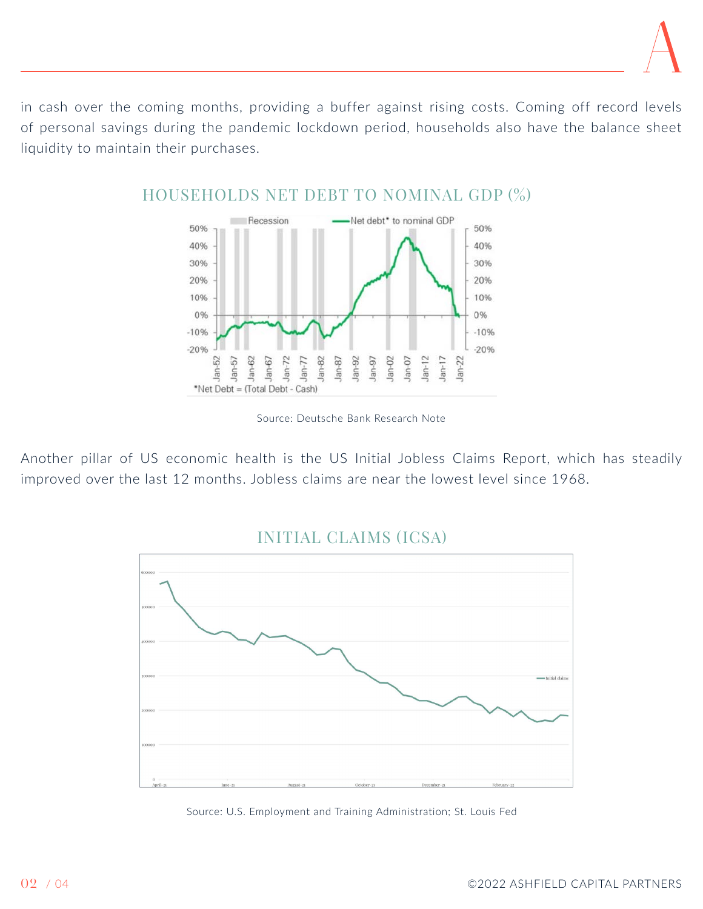in cash over the coming months, providing a buffer against rising costs. Coming off record levels of personal savings during the pandemic lockdown period, households also have the balance sheet liquidity to maintain their purchases.

## HOUSEHOLDS NET DEBT TO NOMINAL GDP (%)

Source: Deutsche Bank Research Note

Another pillar of US economic health is the US Initial Jobless Claims Report, which has steadily improved over the last 12 months. Jobless claims are near the lowest level since 1968.

## INITIAL CLAIMS (ICSA)

Source: U.S. Employment and Training Administration; St. Louis Fed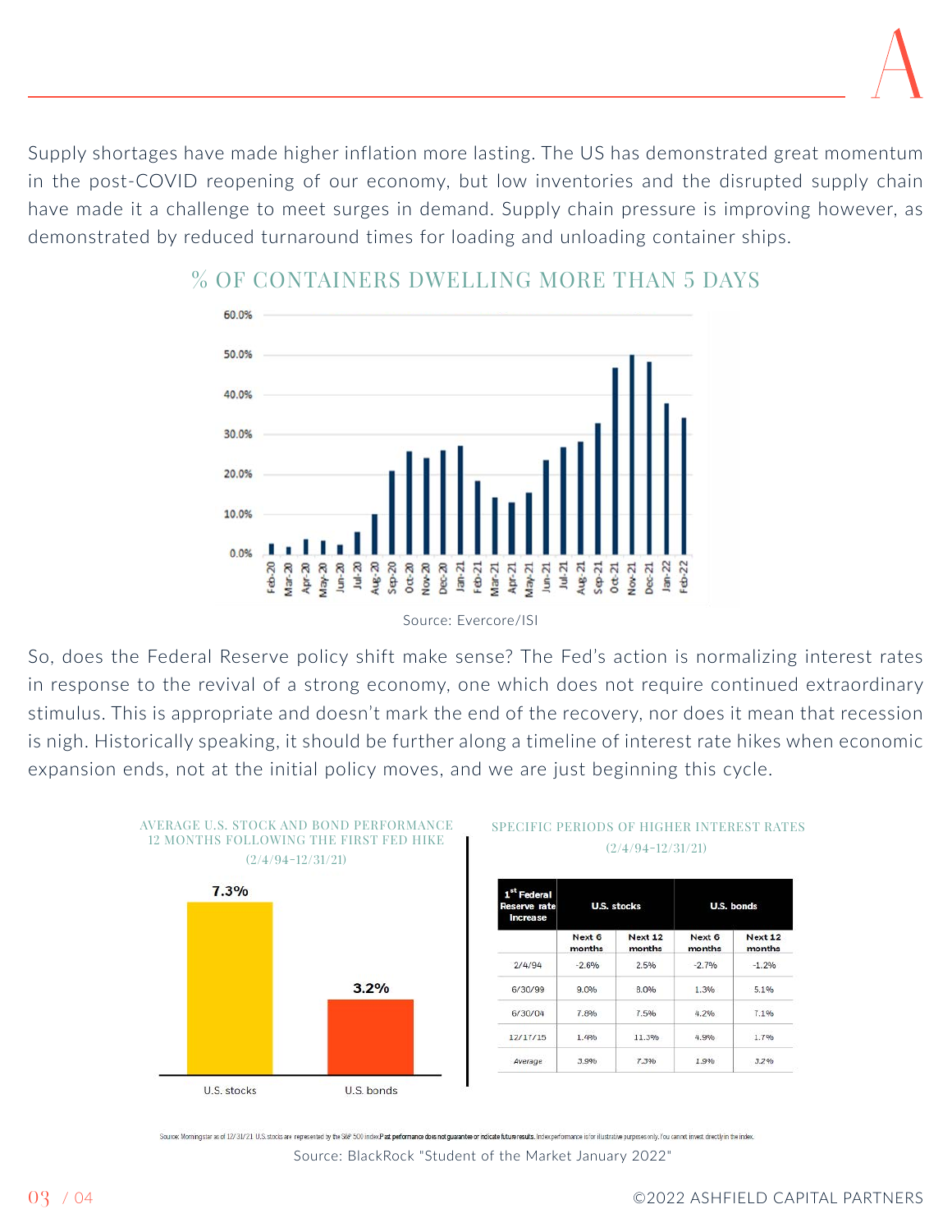Supply shortages have made higher inflation more lasting. The US has demonstrated great momentum in the post-COVID reopening of our economy, but low inventories and the disrupted supply chain have made it a challenge to meet surges in demand. Supply chain pressure is improving however, as demonstrated by reduced turnaround times for loading and unloading container ships.

## % OF CONTAINERS DWELLING MORE THAN 5 DAYS

Source: Evercore/ISI

So, does the Federal Reserve policy shift make sense? The Fed's action is normalizing interest rates in response to the revival of a strong economy, one which does not require continued extraordinary stimulus. This is appropriate and doesn't mark the end of the recovery, nor does it mean that recession is nigh. Historically speaking, it should be further along a timeline of interest rate hikes when economic expansion ends, not at the initial policy moves, and we are just beginning this cycle.

### AVERAGE U.S. STOCK AND BOND PERFORMANCE 12 MONTHS FOLLOWING THE FIRST FED HIKE (2/4/94-12/31/21)

| | U.S. stocks | U.S. bonds |
|---|---|---|
| Average | 7.3% | 3.2% |

### SPECIFIC PERIODS OF HIGHER INTEREST RATES (2/4/94-12/31/21)

| 1st Federal Reserve rate Increase | U.S. stocks | | U.S. bonds | |
|---|---|---|---|---|
| | Next 6 months | Next 12 months | Next 6 months | Next 12 months |
| 2/4/94 | -2.6% | 2.5% | -2.7% | -1.2% |
| 6/30/99 | 9.0% | 8.0% | 1.3% | 5.1% |
| 6/30/04 | 7.8% | 7.5% | 4.2% | 7.1% |
| 12/17/15 | 1.4% | 11.3% | 4.9% | 1.7% |
| *Average* | 3.9% | 7.3% | 1.9% | 3.2% |

Source: Morningstar as of 12/31/21. U.S. stocks are represented by the S&P 500 index. Past performance does not guarantee or indicate future results. Index performance is for illustrative purposes only. You cannot invest directly in the index.

Source: BlackRock "Student of the Market January 2022"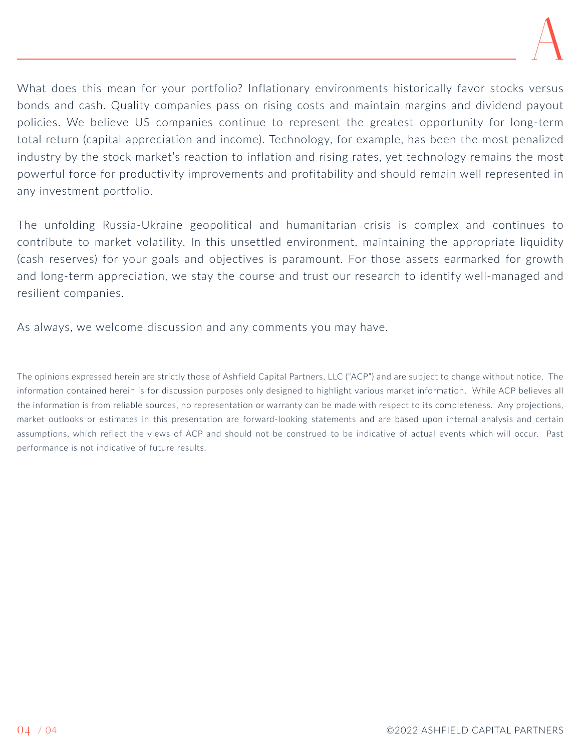What does this mean for your portfolio? Inflationary environments historically favor stocks versus bonds and cash. Quality companies pass on rising costs and maintain margins and dividend payout policies. We believe US companies continue to represent the greatest opportunity for long-term total return (capital appreciation and income). Technology, for example, has been the most penalized industry by the stock market's reaction to inflation and rising rates, yet technology remains the most powerful force for productivity improvements and profitability and should remain well represented in any investment portfolio.

The unfolding Russia-Ukraine geopolitical and humanitarian crisis is complex and continues to contribute to market volatility. In this unsettled environment, maintaining the appropriate liquidity (cash reserves) for your goals and objectives is paramount. For those assets earmarked for growth and long-term appreciation, we stay the course and trust our research to identify well-managed and resilient companies.

As always, we welcome discussion and any comments you may have.

The opinions expressed herein are strictly those of Ashfield Capital Partners, LLC ("ACP") and are subject to change without notice. The information contained herein is for discussion purposes only designed to highlight various market information. While ACP believes all the information is from reliable sources, no representation or warranty can be made with respect to its completeness. Any projections, market outlooks or estimates in this presentation are forward-looking statements and are based upon internal analysis and certain assumptions, which reflect the views of ACP and should not be construed to be indicative of actual events which will occur. Past performance is not indicative of future results.